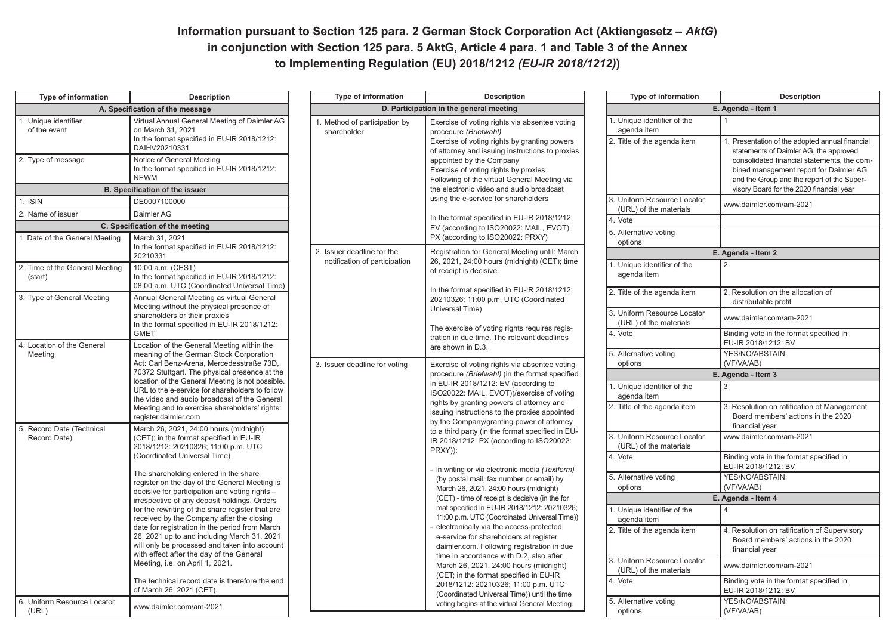# Information pursuant to Section 125 para. 2 German Stock Corporation Act (Aktiengesetz – *AktG*) in conjunction with Section 125 para. 5 AktG, Article 4 para. 1 and Table 3 of the Annex to Implementing Regulation (EU) 2018/1212 *(EU-IR 2018/1212)*)

| Type of information | Description |
|---|---|
| **A. Specification of the message** | |
| 1. Unique identifier of the event | Virtual Annual General Meeting of Daimler AG on March 31, 2021<br>In the format specified in EU-IR 2018/1212: DAIHV20210331 |
| 2. Type of message | Notice of General Meeting<br>In the format specified in EU-IR 2018/1212: NEWM |
| **B. Specification of the issuer** | |
| 1. ISIN | DE0007100000 |
| 2. Name of issuer | Daimler AG |
| **C. Specification of the meeting** | |
| 1. Date of the General Meeting | March 31, 2021<br>In the format specified in EU-IR 2018/1212: 20210331 |
| 2. Time of the General Meeting (start) | 10:00 a.m. (CEST)<br>In the format specified in EU-IR 2018/1212: 08:00 a.m. UTC (Coordinated Universal Time) |
| 3. Type of General Meeting | Annual General Meeting as virtual General Meeting without the physical presence of shareholders or their proxies<br>In the format specified in EU-IR 2018/1212: GMET |
| 4. Location of the General Meeting | Location of the General Meeting within the meaning of the German Stock Corporation Act: Carl Benz-Arena, Mercedesstraße 73D, 70372 Stuttgart. The physical presence at the location of the General Meeting is not possible. URL to the e-service for shareholders to follow the video and audio broadcast of the General Meeting and to exercise shareholders' rights: register.daimler.com |
| 5. Record Date (Technical Record Date) | March 26, 2021, 24:00 hours (midnight) (CET); in the format specified in EU-IR 2018/1212: 20210326; 11:00 p.m. UTC (Coordinated Universal Time)<br><br>The shareholding entered in the share register on the day of the General Meeting is decisive for participation and voting rights – irrespective of any deposit holdings. Orders for the rewriting of the share register that are received by the Company after the closing date for registration in the period from March 26, 2021 up to and including March 31, 2021 will only be processed and taken into account with effect after the day of the General Meeting, i.e. on April 1, 2021.<br><br>The technical record date is therefore the end of March 26, 2021 (CET). |
| 6. Uniform Resource Locator (URL) | www.daimler.com/am-2021 |

| Type of information | Description |
|---|---|
| **D. Participation in the general meeting** | |
| 1. Method of participation by shareholder | Exercise of voting rights via absentee voting procedure *(Briefwahl)*<br>Exercise of voting rights by granting powers of attorney and issuing instructions to proxies appointed by the Company<br>Exercise of voting rights by proxies<br>Following of the virtual General Meeting via the electronic video and audio broadcast using the e-service for shareholders<br><br>In the format specified in EU-IR 2018/1212: EV (according to ISO20022: MAIL, EVOT); PX (according to ISO20022: PRXY) |
| 2. Issuer deadline for the notification of participation | Registration for General Meeting until: March 26, 2021, 24:00 hours (midnight) (CET); time of receipt is decisive.<br><br>In the format specified in EU-IR 2018/1212: 20210326; 11:00 p.m. UTC (Coordinated Universal Time)<br><br>The exercise of voting rights requires registration in due time. The relevant deadlines are shown in D.3. |
| 3. Issuer deadline for voting | Exercise of voting rights via absentee voting procedure *(Briefwahl)* (in the format specified in EU-IR 2018/1212: EV (according to ISO20022: MAIL, EVOT))/exercise of voting rights by granting powers of attorney and issuing instructions to the proxies appointed by the Company/granting power of attorney to a third party (in the format specified in EU-IR 2018/1212: PX (according to ISO20022: PRXY)):<br><br>- in writing or via electronic media *(Textform)* (by postal mail, fax number or email) by March 26, 2021, 24:00 hours (midnight) (CET) - time of receipt is decisive (in the for mat specified in EU-IR 2018/1212: 20210326; 11:00 p.m. UTC (Coordinated Universal Time))<br>- electronically via the access-protected e-service for shareholders at register.daimler.com. Following registration in due time in accordance with D.2, also after March 26, 2021, 24:00 hours (midnight) (CET; in the format specified in EU-IR 2018/1212: 20210326; 11:00 p.m. UTC (Coordinated Universal Time)) until the time voting begins at the virtual General Meeting. |

| Type of information | Description |
|---|---|
| **E. Agenda - Item 1** | |
| 1. Unique identifier of the agenda item | 1 |
| 2. Title of the agenda item | 1. Presentation of the adopted annual financial statements of Daimler AG, the approved consolidated financial statements, the combined management report for Daimler AG and the Group and the report of the Supervisory Board for the 2020 financial year |
| 3. Uniform Resource Locator (URL) of the materials | www.daimler.com/am-2021 |
| 4. Vote | |
| 5. Alternative voting options | |
| **E. Agenda - Item 2** | |
| 1. Unique identifier of the agenda item | 2 |
| 2. Title of the agenda item | 2. Resolution on the allocation of distributable profit |
| 3. Uniform Resource Locator (URL) of the materials | www.daimler.com/am-2021 |
| 4. Vote | Binding vote in the format specified in EU-IR 2018/1212: BV |
| 5. Alternative voting options | YES/NO/ABSTAIN: (VF/VA/AB) |
| **E. Agenda - Item 3** | |
| 1. Unique identifier of the agenda item | 3 |
| 2. Title of the agenda item | 3. Resolution on ratification of Management Board members' actions in the 2020 financial year |
| 3. Uniform Resource Locator (URL) of the materials | www.daimler.com/am-2021 |
| 4. Vote | Binding vote in the format specified in EU-IR 2018/1212: BV |
| 5. Alternative voting options | YES/NO/ABSTAIN: (VF/VA/AB) |
| **E. Agenda - Item 4** | |
| 1. Unique identifier of the agenda item | 4 |
| 2. Title of the agenda item | 4. Resolution on ratification of Supervisory Board members' actions in the 2020 financial year |
| 3. Uniform Resource Locator (URL) of the materials | www.daimler.com/am-2021 |
| 4. Vote | Binding vote in the format specified in EU-IR 2018/1212: BV |
| 5. Alternative voting options | YES/NO/ABSTAIN: (VF/VA/AB) |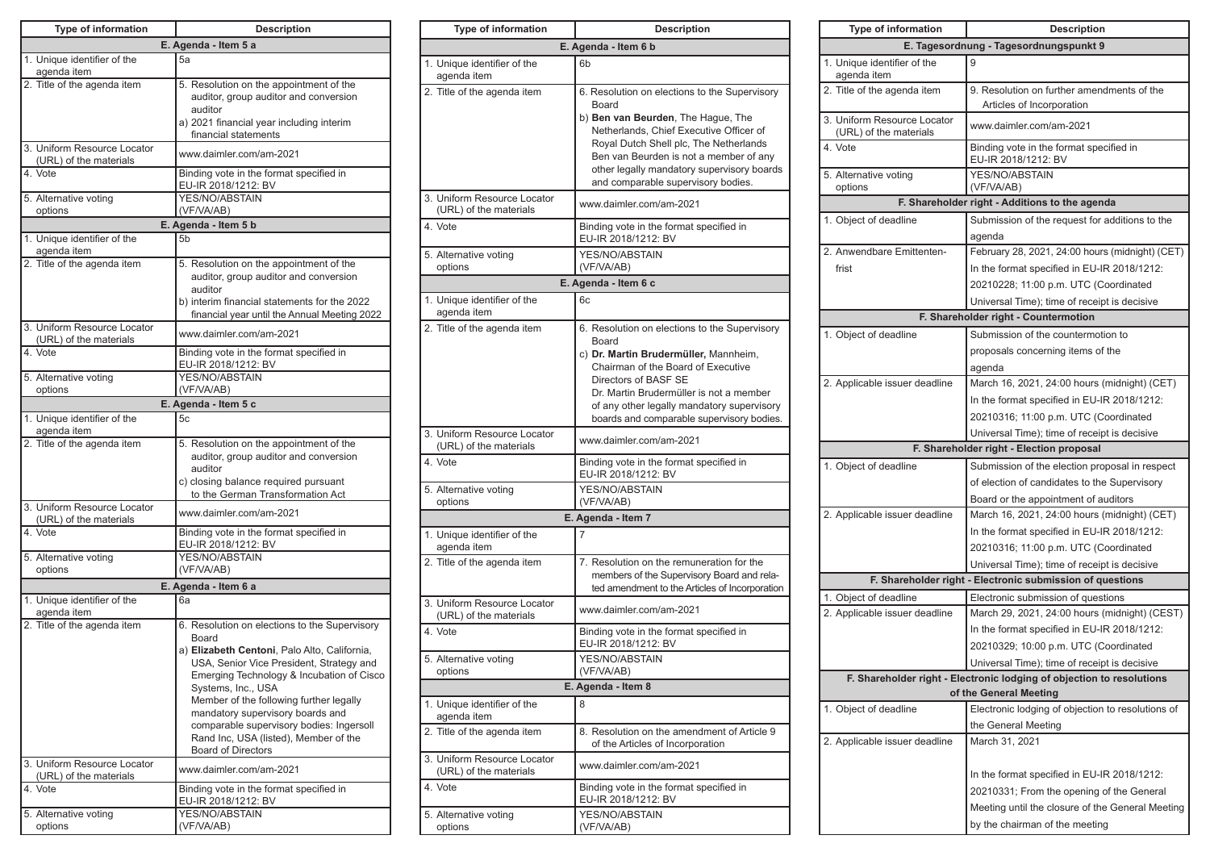| Type of information | Description |
|---|---|
| **E. Agenda - Item 5 a** | |
| 1. Unique identifier of the agenda item | 5a |
| 2. Title of the agenda item | 5. Resolution on the appointment of the auditor, group auditor and conversion auditor<br>a) 2021 financial year including interim financial statements |
| 3. Uniform Resource Locator (URL) of the materials | www.daimler.com/am-2021 |
| 4. Vote | Binding vote in the format specified in EU-IR 2018/1212: BV |
| 5. Alternative voting options | YES/NO/ABSTAIN (VF/VA/AB) |
| **E. Agenda - Item 5 b** | |
| 1. Unique identifier of the agenda item | 5b |
| 2. Title of the agenda item | 5. Resolution on the appointment of the auditor, group auditor and conversion auditor<br>b) interim financial statements for the 2022 financial year until the Annual Meeting 2022 |
| 3. Uniform Resource Locator (URL) of the materials | www.daimler.com/am-2021 |
| 4. Vote | Binding vote in the format specified in EU-IR 2018/1212: BV |
| 5. Alternative voting options | YES/NO/ABSTAIN (VF/VA/AB) |
| **E. Agenda - Item 5 c** | |
| 1. Unique identifier of the agenda item | 5c |
| 2. Title of the agenda item | 5. Resolution on the appointment of the auditor, group auditor and conversion auditor<br>c) closing balance required pursuant to the German Transformation Act |
| 3. Uniform Resource Locator (URL) of the materials | www.daimler.com/am-2021 |
| 4. Vote | Binding vote in the format specified in EU-IR 2018/1212: BV |
| 5. Alternative voting options | YES/NO/ABSTAIN (VF/VA/AB) |
| **E. Agenda - Item 6 a** | |
| 1. Unique identifier of the agenda item | 6a |
| 2. Title of the agenda item | 6. Resolution on elections to the Supervisory Board<br>a) **Elizabeth Centoni**, Palo Alto, California, USA, Senior Vice President, Strategy and Emerging Technology & Incubation of Cisco Systems, Inc., USA<br>Member of the following further legally mandatory supervisory boards and comparable supervisory bodies: Ingersoll Rand Inc, USA (listed), Member of the Board of Directors |
| 3. Uniform Resource Locator (URL) of the materials | www.daimler.com/am-2021 |
| 4. Vote | Binding vote in the format specified in EU-IR 2018/1212: BV |
| 5. Alternative voting options | YES/NO/ABSTAIN (VF/VA/AB) |

| Type of information | Description |
|---|---|
| **E. Agenda - Item 6 b** | |
| 1. Unique identifier of the agenda item | 6b |
| 2. Title of the agenda item | 6. Resolution on elections to the Supervisory Board<br>b) **Ben van Beurden**, The Hague, The Netherlands, Chief Executive Officer of Royal Dutch Shell plc, The Netherlands<br>Ben van Beurden is not a member of any other legally mandatory supervisory boards and comparable supervisory bodies. |
| 3. Uniform Resource Locator (URL) of the materials | www.daimler.com/am-2021 |
| 4. Vote | Binding vote in the format specified in EU-IR 2018/1212: BV |
| 5. Alternative voting options | YES/NO/ABSTAIN (VF/VA/AB) |
| **E. Agenda - Item 6 c** | |
| 1. Unique identifier of the agenda item | 6c |
| 2. Title of the agenda item | 6. Resolution on elections to the Supervisory Board<br>c) **Dr. Martin Brudermüller,** Mannheim, Chairman of the Board of Executive Directors of BASF SE<br>Dr. Martin Brudermüller is not a member of any other legally mandatory supervisory boards and comparable supervisory bodies. |
| 3. Uniform Resource Locator (URL) of the materials | www.daimler.com/am-2021 |
| 4. Vote | Binding vote in the format specified in EU-IR 2018/1212: BV |
| 5. Alternative voting options | YES/NO/ABSTAIN (VF/VA/AB) |
| **E. Agenda - Item 7** | |
| 1. Unique identifier of the agenda item | 7 |
| 2. Title of the agenda item | 7. Resolution on the remuneration for the members of the Supervisory Board and related amendment to the Articles of Incorporation |
| 3. Uniform Resource Locator (URL) of the materials | www.daimler.com/am-2021 |
| 4. Vote | Binding vote in the format specified in EU-IR 2018/1212: BV |
| 5. Alternative voting options | YES/NO/ABSTAIN (VF/VA/AB) |
| **E. Agenda - Item 8** | |
| 1. Unique identifier of the agenda item | 8 |
| 2. Title of the agenda item | 8. Resolution on the amendment of Article 9 of the Articles of Incorporation |
| 3. Uniform Resource Locator (URL) of the materials | www.daimler.com/am-2021 |
| 4. Vote | Binding vote in the format specified in EU-IR 2018/1212: BV |
| 5. Alternative voting options | YES/NO/ABSTAIN (VF/VA/AB) |

| Type of information | Description |
|---|---|
| **E. Tagesordnung - Tagesordnungspunkt 9** | |
| 1. Unique identifier of the agenda item | 9 |
| 2. Title of the agenda item | 9. Resolution on further amendments of the Articles of Incorporation |
| 3. Uniform Resource Locator (URL) of the materials | www.daimler.com/am-2021 |
| 4. Vote | Binding vote in the format specified in EU-IR 2018/1212: BV |
| 5. Alternative voting options | YES/NO/ABSTAIN (VF/VA/AB) |
| **F. Shareholder right - Additions to the agenda** | |
| 1. Object of deadline | Submission of the request for additions to the agenda |
| 2. Anwendbare Emittenten-frist | February 28, 2021, 24:00 hours (midnight) (CET)<br>In the format specified in EU-IR 2018/1212: 20210228; 11:00 p.m. UTC (Coordinated Universal Time); time of receipt is decisive |
| **F. Shareholder right - Countermotion** | |
| 1. Object of deadline | Submission of the countermotion to proposals concerning items of the agenda |
| 2. Applicable issuer deadline | March 16, 2021, 24:00 hours (midnight) (CET)<br>In the format specified in EU-IR 2018/1212: 20210316; 11:00 p.m. UTC (Coordinated Universal Time); time of receipt is decisive |
| **F. Shareholder right - Election proposal** | |
| 1. Object of deadline | Submission of the election proposal in respect of election of candidates to the Supervisory Board or the appointment of auditors |
| 2. Applicable issuer deadline | March 16, 2021, 24:00 hours (midnight) (CET)<br>In the format specified in EU-IR 2018/1212: 20210316; 11:00 p.m. UTC (Coordinated Universal Time); time of receipt is decisive |
| **F. Shareholder right - Electronic submission of questions** | |
| 1. Object of deadline | Electronic submission of questions |
| 2. Applicable issuer deadline | March 29, 2021, 24:00 hours (midnight) (CEST)<br>In the format specified in EU-IR 2018/1212: 20210329; 10:00 p.m. UTC (Coordinated Universal Time); time of receipt is decisive |
| **F. Shareholder right - Electronic lodging of objection to resolutions of the General Meeting** | |
| 1. Object of deadline | Electronic lodging of objection to resolutions of the General Meeting |
| 2. Applicable issuer deadline | March 31, 2021<br>In the format specified in EU-IR 2018/1212: 20210331; From the opening of the General Meeting until the closure of the General Meeting by the chairman of the meeting |